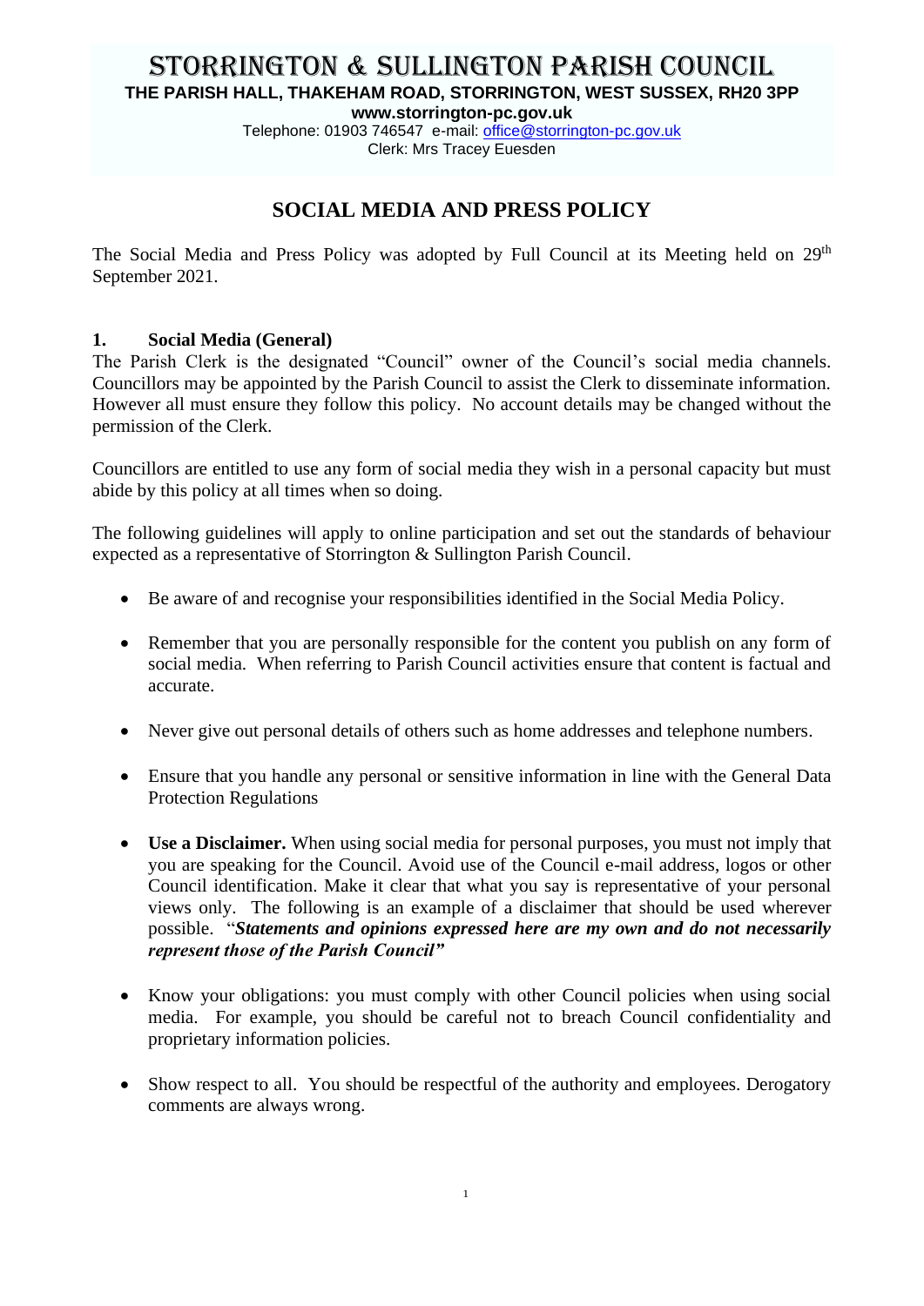# STORRINGTON & SULLINGTON PARISH COUNCIL

**THE PARISH HALL, THAKEHAM ROAD, STORRINGTON, WEST SUSSEX, RH20 3PP**

**www.storrington-pc.gov.uk**

Telephone: 01903 746547 e-mail: office@storrington-pc.gov.uk

Clerk: Mrs Tracey Euesden

## SOCIAL MEDIA AND PRESS POLICY

The Social Media and Press Policy was adopted by Full Council at its Meeting held on 29th September 2021.

### 1. Social Media (General)

The Parish Clerk is the designated "Council" owner of the Council's social media channels. Councillors may be appointed by the Parish Council to assist the Clerk to disseminate information. However all must ensure they follow this policy. No account details may be changed without the permission of the Clerk.

Councillors are entitled to use any form of social media they wish in a personal capacity but must abide by this policy at all times when so doing.

The following guidelines will apply to online participation and set out the standards of behaviour expected as a representative of Storrington & Sullington Parish Council.

- Be aware of and recognise your responsibilities identified in the Social Media Policy.
- Remember that you are personally responsible for the content you publish on any form of social media. When referring to Parish Council activities ensure that content is factual and accurate.
- Never give out personal details of others such as home addresses and telephone numbers.
- Ensure that you handle any personal or sensitive information in line with the General Data Protection Regulations
- **Use a Disclaimer.** When using social media for personal purposes, you must not imply that you are speaking for the Council. Avoid use of the Council e-mail address, logos or other Council identification. Make it clear that what you say is representative of your personal views only. The following is an example of a disclaimer that should be used wherever possible. "***Statements and opinions expressed here are my own and do not necessarily represent those of the Parish Council"***
- Know your obligations: you must comply with other Council policies when using social media. For example, you should be careful not to breach Council confidentiality and proprietary information policies.
- Show respect to all. You should be respectful of the authority and employees. Derogatory comments are always wrong.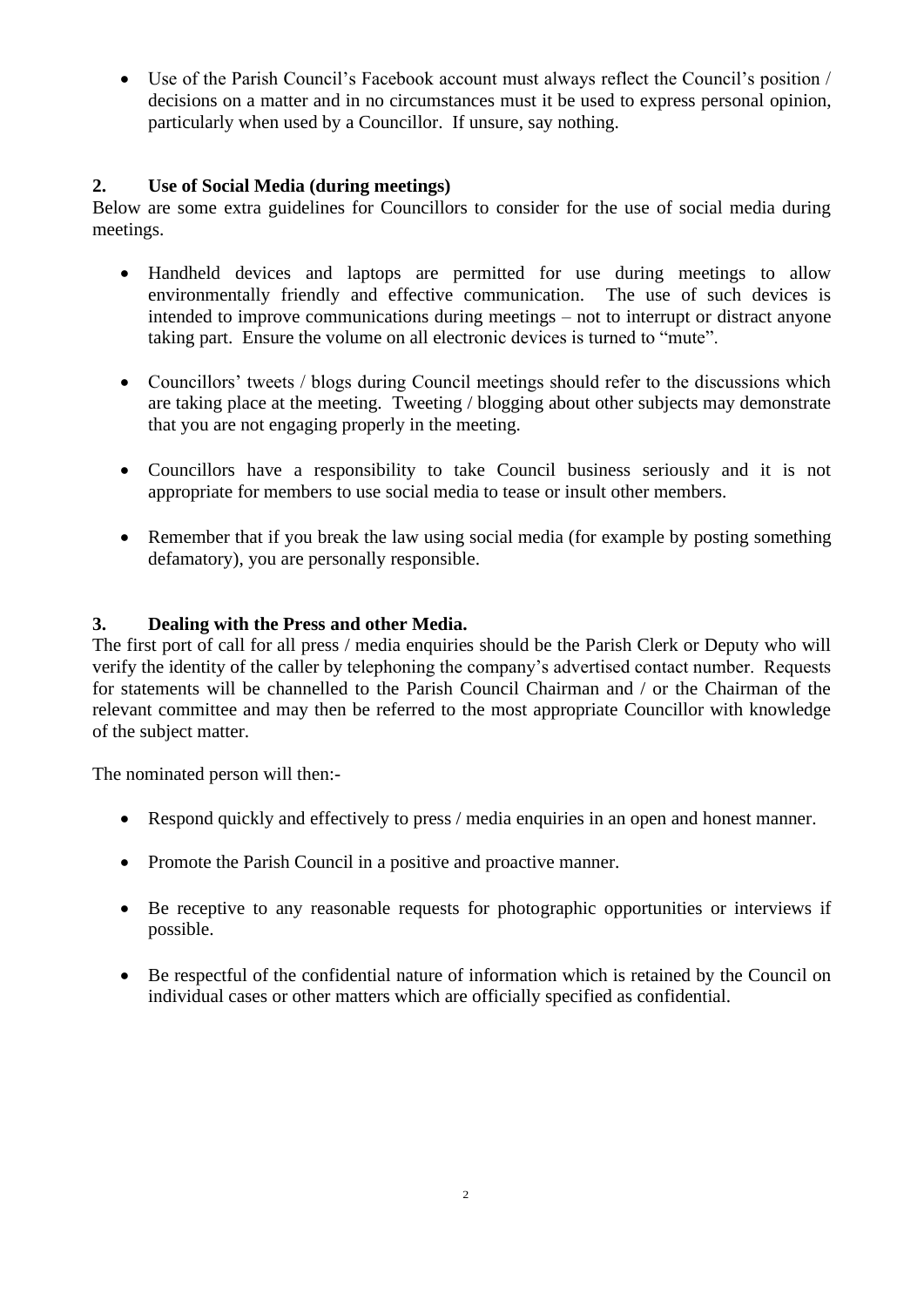- Use of the Parish Council's Facebook account must always reflect the Council's position / decisions on a matter and in no circumstances must it be used to express personal opinion, particularly when used by a Councillor. If unsure, say nothing.

## 2. Use of Social Media (during meetings)

Below are some extra guidelines for Councillors to consider for the use of social media during meetings.

- Handheld devices and laptops are permitted for use during meetings to allow environmentally friendly and effective communication. The use of such devices is intended to improve communications during meetings – not to interrupt or distract anyone taking part. Ensure the volume on all electronic devices is turned to "mute".

- Councillors' tweets / blogs during Council meetings should refer to the discussions which are taking place at the meeting. Tweeting / blogging about other subjects may demonstrate that you are not engaging properly in the meeting.

- Councillors have a responsibility to take Council business seriously and it is not appropriate for members to use social media to tease or insult other members.

- Remember that if you break the law using social media (for example by posting something defamatory), you are personally responsible.

## 3. Dealing with the Press and other Media.

The first port of call for all press / media enquiries should be the Parish Clerk or Deputy who will verify the identity of the caller by telephoning the company's advertised contact number. Requests for statements will be channelled to the Parish Council Chairman and / or the Chairman of the relevant committee and may then be referred to the most appropriate Councillor with knowledge of the subject matter.

The nominated person will then:-

- Respond quickly and effectively to press / media enquiries in an open and honest manner.

- Promote the Parish Council in a positive and proactive manner.

- Be receptive to any reasonable requests for photographic opportunities or interviews if possible.

- Be respectful of the confidential nature of information which is retained by the Council on individual cases or other matters which are officially specified as confidential.